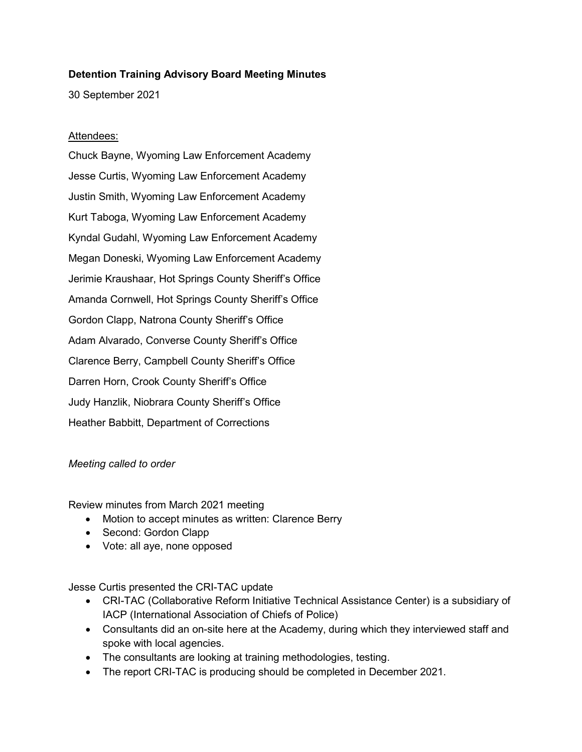**Detention Training Advisory Board Meeting Minutes**

30 September 2021

Attendees:

Chuck Bayne, Wyoming Law Enforcement Academy

Jesse Curtis, Wyoming Law Enforcement Academy

Justin Smith, Wyoming Law Enforcement Academy

Kurt Taboga, Wyoming Law Enforcement Academy

Kyndal Gudahl, Wyoming Law Enforcement Academy

Megan Doneski, Wyoming Law Enforcement Academy

Jerimie Kraushaar, Hot Springs County Sheriff's Office

Amanda Cornwell, Hot Springs County Sheriff's Office

Gordon Clapp, Natrona County Sheriff's Office

Adam Alvarado, Converse County Sheriff's Office

Clarence Berry, Campbell County Sheriff's Office

Darren Horn, Crook County Sheriff's Office

Judy Hanzlik, Niobrara County Sheriff's Office

Heather Babbitt, Department of Corrections

*Meeting called to order*

Review minutes from March 2021 meeting

- Motion to accept minutes as written: Clarence Berry
- Second: Gordon Clapp
- Vote: all aye, none opposed

Jesse Curtis presented the CRI-TAC update

- CRI-TAC (Collaborative Reform Initiative Technical Assistance Center) is a subsidiary of IACP (International Association of Chiefs of Police)
- Consultants did an on-site here at the Academy, during which they interviewed staff and spoke with local agencies.
- The consultants are looking at training methodologies, testing.
- The report CRI-TAC is producing should be completed in December 2021.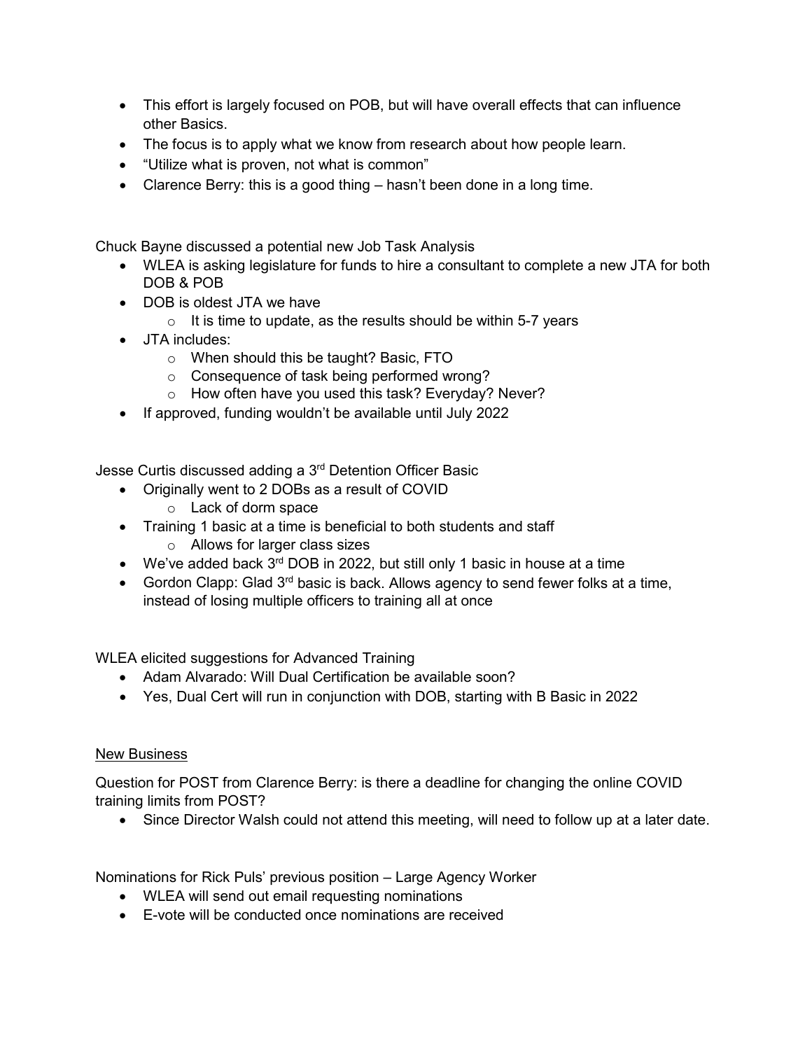- This effort is largely focused on POB, but will have overall effects that can influence other Basics.
- The focus is to apply what we know from research about how people learn.
- "Utilize what is proven, not what is common"
- Clarence Berry: this is a good thing – hasn't been done in a long time.

Chuck Bayne discussed a potential new Job Task Analysis

- WLEA is asking legislature for funds to hire a consultant to complete a new JTA for both DOB & POB
- DOB is oldest JTA we have
  - It is time to update, as the results should be within 5-7 years
- JTA includes:
  - When should this be taught? Basic, FTO
  - Consequence of task being performed wrong?
  - How often have you used this task? Everyday? Never?
- If approved, funding wouldn't be available until July 2022

Jesse Curtis discussed adding a 3rd Detention Officer Basic

- Originally went to 2 DOBs as a result of COVID
  - Lack of dorm space
- Training 1 basic at a time is beneficial to both students and staff
  - Allows for larger class sizes
- We've added back 3rd DOB in 2022, but still only 1 basic in house at a time
- Gordon Clapp: Glad 3rd basic is back. Allows agency to send fewer folks at a time, instead of losing multiple officers to training all at once

WLEA elicited suggestions for Advanced Training

- Adam Alvarado: Will Dual Certification be available soon?
- Yes, Dual Cert will run in conjunction with DOB, starting with B Basic in 2022

<u>New Business</u>

Question for POST from Clarence Berry: is there a deadline for changing the online COVID training limits from POST?

- Since Director Walsh could not attend this meeting, will need to follow up at a later date.

Nominations for Rick Puls' previous position – Large Agency Worker

- WLEA will send out email requesting nominations
- E-vote will be conducted once nominations are received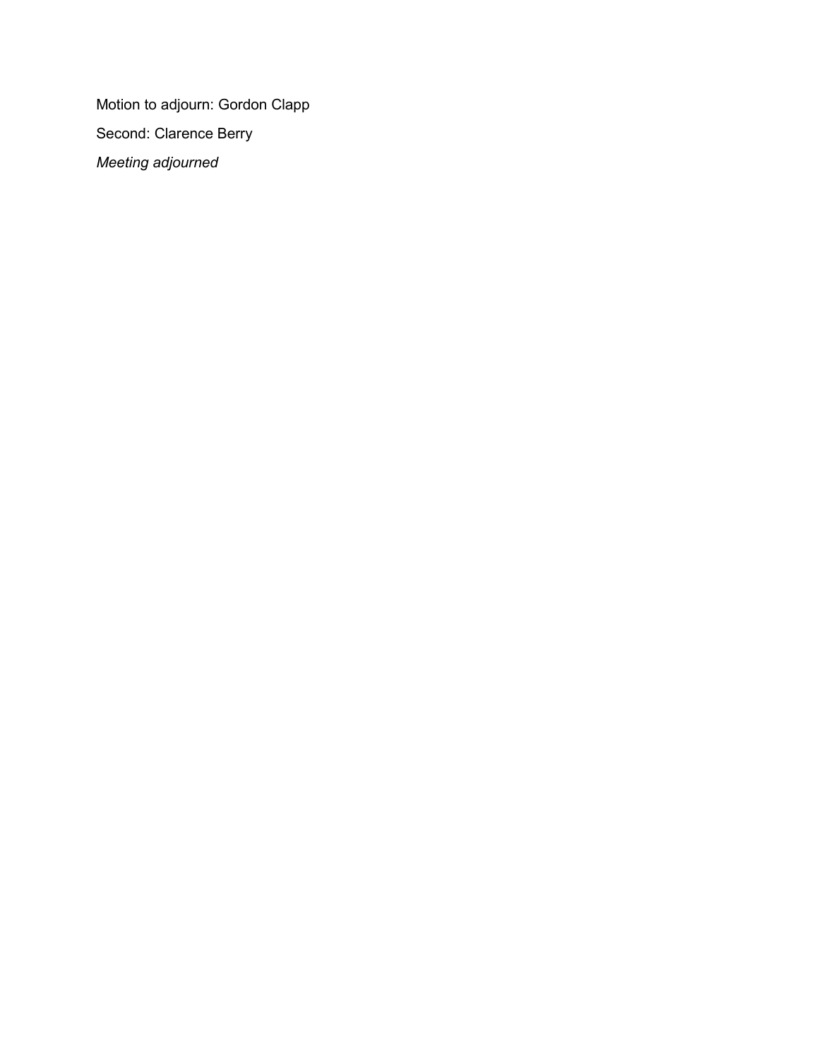Motion to adjourn: Gordon Clapp

Second: Clarence Berry

*Meeting adjourned*